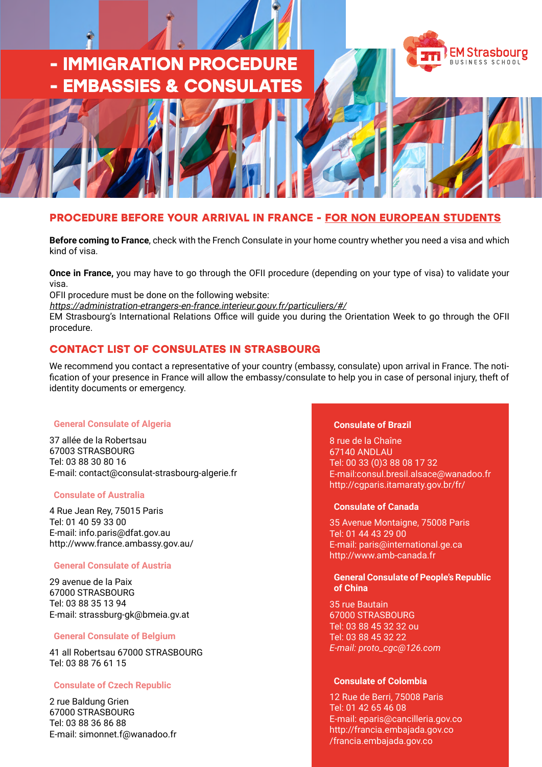# - IMMIGRATION PROCEDURE
# - EMBASSIES & CONSULATES

EM Strasbourg BUSINESS SCHOOL

## PROCEDURE BEFORE YOUR ARRIVAL IN FRANCE - FOR NON EUROPEAN STUDENTS

**Before coming to France**, check with the French Consulate in your home country whether you need a visa and which kind of visa.

**Once in France,** you may have to go through the OFII procedure (depending on your type of visa) to validate your visa.
OFII procedure must be done on the following website:
*https://administration-etrangers-en-france.interieur.gouv.fr/particuliers/#/*
EM Strasbourg's International Relations Office will guide you during the Orientation Week to go through the OFII procedure.

## CONTACT LIST OF CONSULATES IN STRASBOURG

We recommend you contact a representative of your country (embassy, consulate) upon arrival in France. The notification of your presence in France will allow the embassy/consulate to help you in case of personal injury, theft of identity documents or emergency.

### General Consulate of Algeria

37 allée de la Robertsau
67003 STRASBOURG
Tel: 03 88 30 80 16
E-mail: contact@consulat-strasbourg-algerie.fr

### Consulate of Australia

4 Rue Jean Rey, 75015 Paris
Tel: 01 40 59 33 00
E-mail: info.paris@dfat.gov.au
http://www.france.ambassy.gov.au/

### General Consulate of Austria

29 avenue de la Paix
67000 STRASBOURG
Tel: 03 88 35 13 94
E-mail: strassburg-gk@bmeia.gv.at

### General Consulate of Belgium

41 all Robertsau 67000 STRASBOURG
Tel: 03 88 76 61 15

### Consulate of Czech Republic

2 rue Baldung Grien
67000 STRASBOURG
Tel: 03 88 36 86 88
E-mail: simonnet.f@wanadoo.fr

### Consulate of Brazil

8 rue de la Chaîne
67140 ANDLAU
Tel: 00 33 (0)3 88 08 17 32
E-mail:consul.bresil.alsace@wanadoo.fr
http://cgparis.itamaraty.gov.br/fr/

### Consulate of Canada

35 Avenue Montaigne, 75008 Paris
Tel: 01 44 43 29 00
E-mail: paris@international.ge.ca
http://www.amb-canada.fr

### General Consulate of People's Republic of China

35 rue Bautain
67000 STRASBOURG
Tel: 03 88 45 32 32 ou
Tel: 03 88 45 32 22
*E-mail: proto_cgc@126.com*

### Consulate of Colombia

12 Rue de Berri, 75008 Paris
Tel: 01 42 65 46 08
E-mail: eparis@cancilleria.gov.co
http://francia.embajada.gov.co
/francia.embajada.gov.co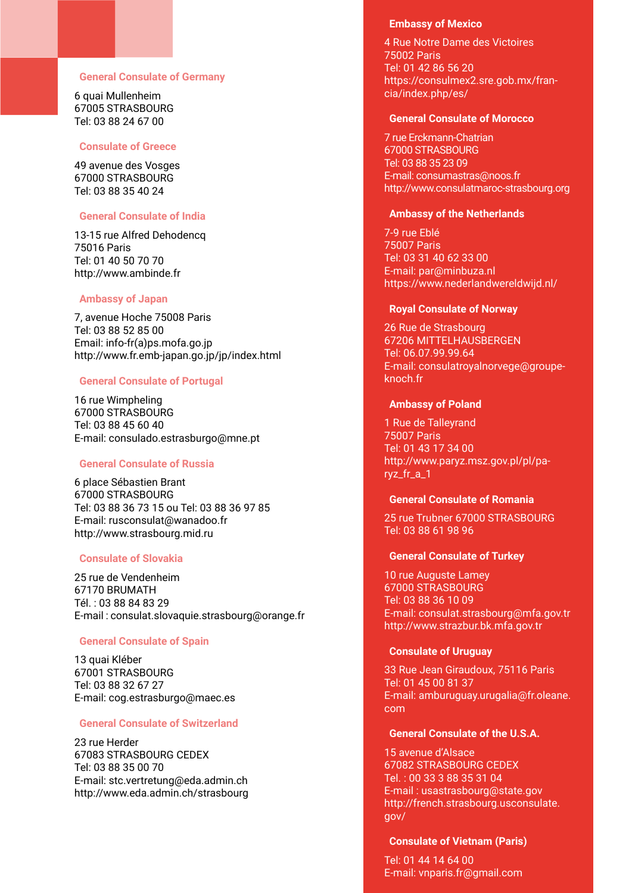### General Consulate of Germany

6 quai Mullenheim
67005 STRASBOURG
Tel: 03 88 24 67 00

### Consulate of Greece

49 avenue des Vosges
67000 STRASBOURG
Tel: 03 88 35 40 24

### General Consulate of India

13-15 rue Alfred Dehodencq
75016 Paris
Tel: 01 40 50 70 70
http://www.ambinde.fr

### Ambassy of Japan

7, avenue Hoche 75008 Paris
Tel: 03 88 52 85 00
Email: info-fr(a)ps.mofa.go.jp
http://www.fr.emb-japan.go.jp/jp/index.html

### General Consulate of Portugal

16 rue Wimpheling
67000 STRASBOURG
Tel: 03 88 45 60 40
E-mail: consulado.estrasburgo@mne.pt

### General Consulate of Russia

6 place Sébastien Brant
67000 STRASBOURG
Tel: 03 88 36 73 15 ou Tel: 03 88 36 97 85
E-mail: rusconsulat@wanadoo.fr
http://www.strasbourg.mid.ru

### Consulate of Slovakia

25 rue de Vendenheim
67170 BRUMATH
Tél. : 03 88 84 83 29
E-mail : consulat.slovaquie.strasbourg@orange.fr

### General Consulate of Spain

13 quai Kléber
67001 STRASBOURG
Tel: 03 88 32 67 27
E-mail: cog.estrasburgo@maec.es

### General Consulate of Switzerland

23 rue Herder
67083 STRASBOURG CEDEX
Tel: 03 88 35 00 70
E-mail: stc.vertretung@eda.admin.ch
http://www.eda.admin.ch/strasbourg

### Embassy of Mexico

4 Rue Notre Dame des Victoires
75002 Paris
Tel: 01 42 86 56 20
https://consulmex2.sre.gob.mx/francia/index.php/es/

### General Consulate of Morocco

7 rue Erckmann-Chatrian
67000 STRASBOURG
Tel: 03 88 35 23 09
E-mail: consumastras@noos.fr
http://www.consulatmaroc-strasbourg.org

### Ambassy of the Netherlands

7-9 rue Eblé
75007 Paris
Tel: 03 31 40 62 33 00
E-mail: par@minbuza.nl
https://www.nederlandwereldwijd.nl/

### Royal Consulate of Norway

26 Rue de Strasbourg
67206 MITTELHAUSBERGEN
Tel: 06.07.99.99.64
E-mail: consulatroyalnorvege@groupe-knoch.fr

### Ambassy of Poland

1 Rue de Talleyrand
75007 Paris
Tel: 01 43 17 34 00
http://www.paryz.msz.gov.pl/pl/paryz_fr_a_1

### General Consulate of Romania

25 rue Trubner 67000 STRASBOURG
Tel: 03 88 61 98 96

### General Consulate of Turkey

10 rue Auguste Lamey
67000 STRASBOURG
Tel: 03 88 36 10 09
E-mail: consulat.strasbourg@mfa.gov.tr
http://www.strazbur.bk.mfa.gov.tr

### Consulate of Uruguay

33 Rue Jean Giraudoux, 75116 Paris
Tel: 01 45 00 81 37
E-mail: amburuguay.urugalia@fr.oleane.com

### General Consulate of the U.S.A.

15 avenue d'Alsace
67082 STRASBOURG CEDEX
Tel. : 00 33 3 88 35 31 04
E-mail : usastrasbourg@state.gov
http://french.strasbourg.usconsulate.gov/

### Consulate of Vietnam (Paris)

Tel: 01 44 14 64 00
E-mail: vnparis.fr@gmail.com